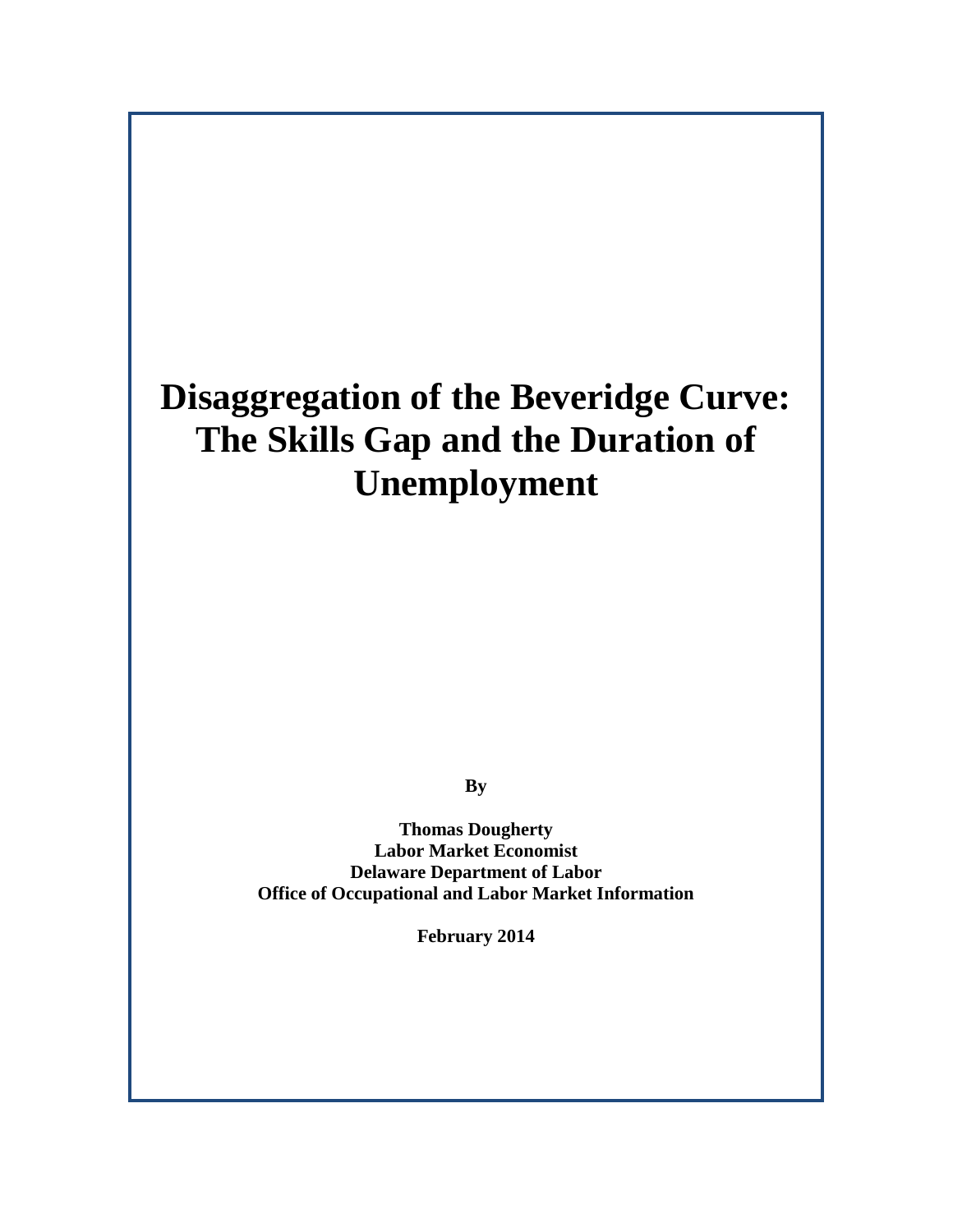# Disaggregation of the Beveridge Curve: The Skills Gap and the Duration of Unemployment

**By**

**Thomas Dougherty**
**Labor Market Economist**
**Delaware Department of Labor**
**Office of Occupational and Labor Market Information**

**February 2014**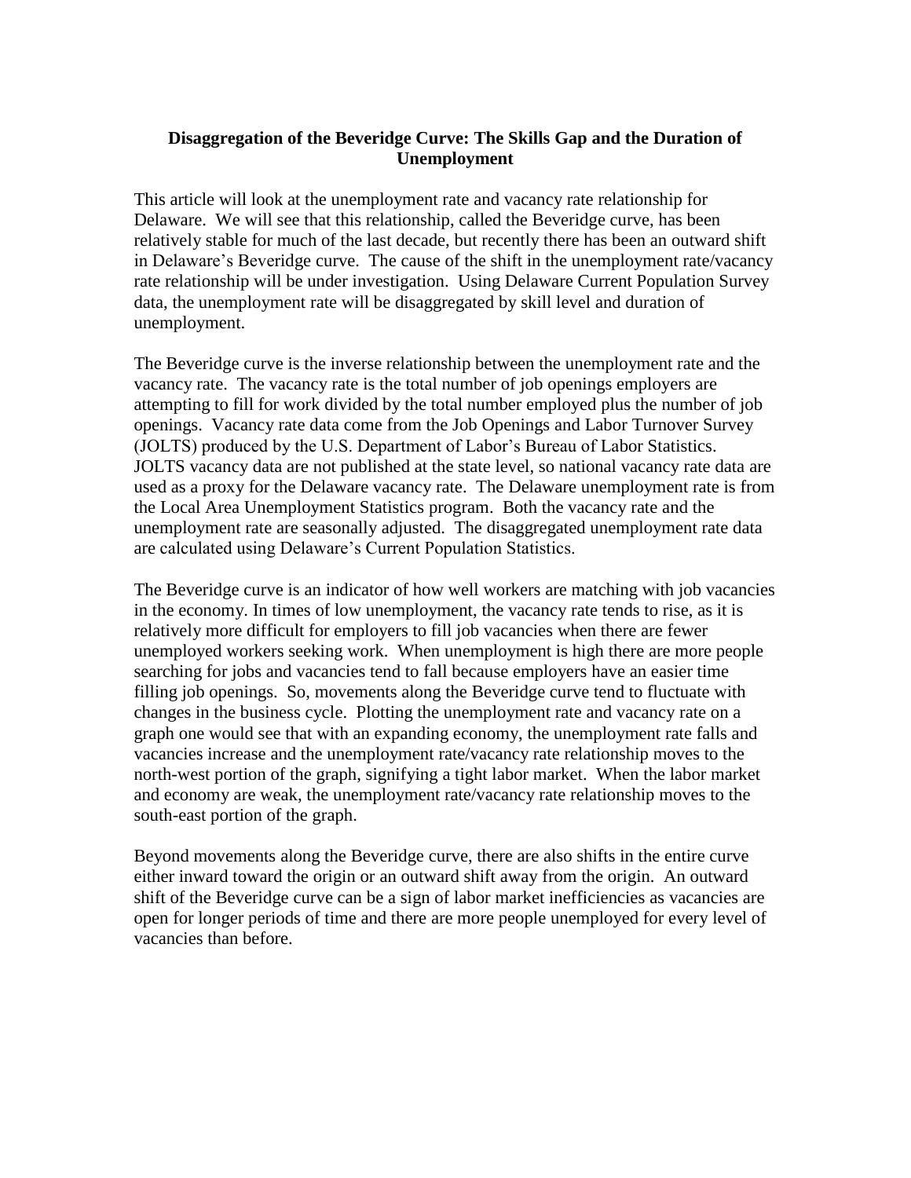**Disaggregation of the Beveridge Curve: The Skills Gap and the Duration of Unemployment**

This article will look at the unemployment rate and vacancy rate relationship for Delaware. We will see that this relationship, called the Beveridge curve, has been relatively stable for much of the last decade, but recently there has been an outward shift in Delaware's Beveridge curve. The cause of the shift in the unemployment rate/vacancy rate relationship will be under investigation. Using Delaware Current Population Survey data, the unemployment rate will be disaggregated by skill level and duration of unemployment.

The Beveridge curve is the inverse relationship between the unemployment rate and the vacancy rate. The vacancy rate is the total number of job openings employers are attempting to fill for work divided by the total number employed plus the number of job openings. Vacancy rate data come from the Job Openings and Labor Turnover Survey (JOLTS) produced by the U.S. Department of Labor's Bureau of Labor Statistics. JOLTS vacancy data are not published at the state level, so national vacancy rate data are used as a proxy for the Delaware vacancy rate. The Delaware unemployment rate is from the Local Area Unemployment Statistics program. Both the vacancy rate and the unemployment rate are seasonally adjusted. The disaggregated unemployment rate data are calculated using Delaware's Current Population Statistics.

The Beveridge curve is an indicator of how well workers are matching with job vacancies in the economy. In times of low unemployment, the vacancy rate tends to rise, as it is relatively more difficult for employers to fill job vacancies when there are fewer unemployed workers seeking work. When unemployment is high there are more people searching for jobs and vacancies tend to fall because employers have an easier time filling job openings. So, movements along the Beveridge curve tend to fluctuate with changes in the business cycle. Plotting the unemployment rate and vacancy rate on a graph one would see that with an expanding economy, the unemployment rate falls and vacancies increase and the unemployment rate/vacancy rate relationship moves to the north-west portion of the graph, signifying a tight labor market. When the labor market and economy are weak, the unemployment rate/vacancy rate relationship moves to the south-east portion of the graph.

Beyond movements along the Beveridge curve, there are also shifts in the entire curve either inward toward the origin or an outward shift away from the origin. An outward shift of the Beveridge curve can be a sign of labor market inefficiencies as vacancies are open for longer periods of time and there are more people unemployed for every level of vacancies than before.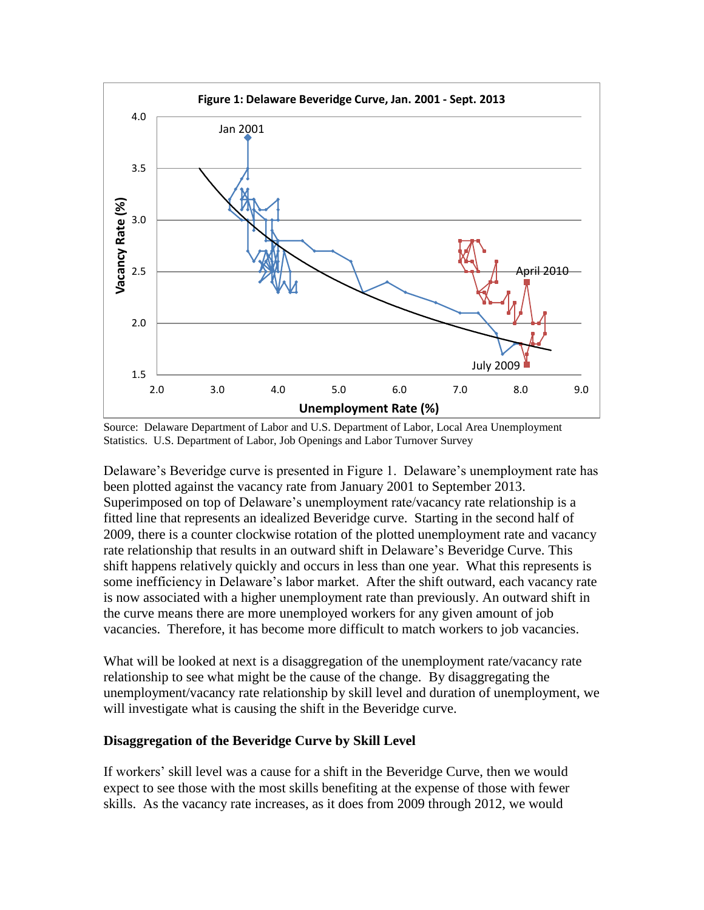**Figure 1: Delaware Beveridge Curve, Jan. 2001 - Sept. 2013**

Source: Delaware Department of Labor and U.S. Department of Labor, Local Area Unemployment Statistics. U.S. Department of Labor, Job Openings and Labor Turnover Survey

Delaware's Beveridge curve is presented in Figure 1. Delaware's unemployment rate has been plotted against the vacancy rate from January 2001 to September 2013. Superimposed on top of Delaware's unemployment rate/vacancy rate relationship is a fitted line that represents an idealized Beveridge curve. Starting in the second half of 2009, there is a counter clockwise rotation of the plotted unemployment rate and vacancy rate relationship that results in an outward shift in Delaware's Beveridge Curve. This shift happens relatively quickly and occurs in less than one year. What this represents is some inefficiency in Delaware's labor market. After the shift outward, each vacancy rate is now associated with a higher unemployment rate than previously. An outward shift in the curve means there are more unemployed workers for any given amount of job vacancies. Therefore, it has become more difficult to match workers to job vacancies.

What will be looked at next is a disaggregation of the unemployment rate/vacancy rate relationship to see what might be the cause of the change. By disaggregating the unemployment/vacancy rate relationship by skill level and duration of unemployment, we will investigate what is causing the shift in the Beveridge curve.

**Disaggregation of the Beveridge Curve by Skill Level**

If workers' skill level was a cause for a shift in the Beveridge Curve, then we would expect to see those with the most skills benefiting at the expense of those with fewer skills. As the vacancy rate increases, as it does from 2009 through 2012, we would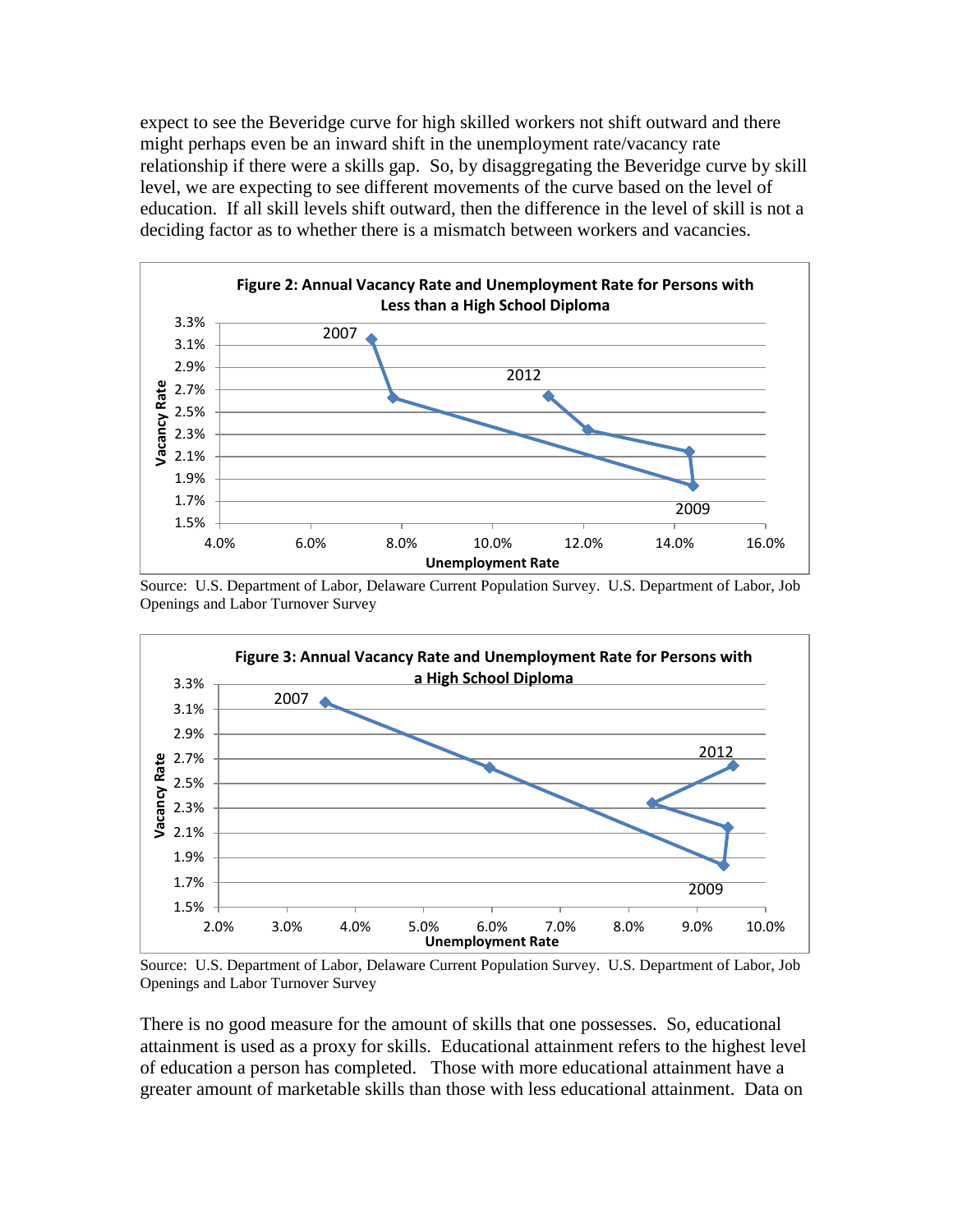expect to see the Beveridge curve for high skilled workers not shift outward and there might perhaps even be an inward shift in the unemployment rate/vacancy rate relationship if there were a skills gap. So, by disaggregating the Beveridge curve by skill level, we are expecting to see different movements of the curve based on the level of education. If all skill levels shift outward, then the difference in the level of skill is not a deciding factor as to whether there is a mismatch between workers and vacancies.

**Figure 2: Annual Vacancy Rate and Unemployment Rate for Persons with Less than a High School Diploma**

Source: U.S. Department of Labor, Delaware Current Population Survey. U.S. Department of Labor, Job Openings and Labor Turnover Survey

**Figure 3: Annual Vacancy Rate and Unemployment Rate for Persons with a High School Diploma**

Source: U.S. Department of Labor, Delaware Current Population Survey. U.S. Department of Labor, Job Openings and Labor Turnover Survey

There is no good measure for the amount of skills that one possesses. So, educational attainment is used as a proxy for skills. Educational attainment refers to the highest level of education a person has completed. Those with more educational attainment have a greater amount of marketable skills than those with less educational attainment. Data on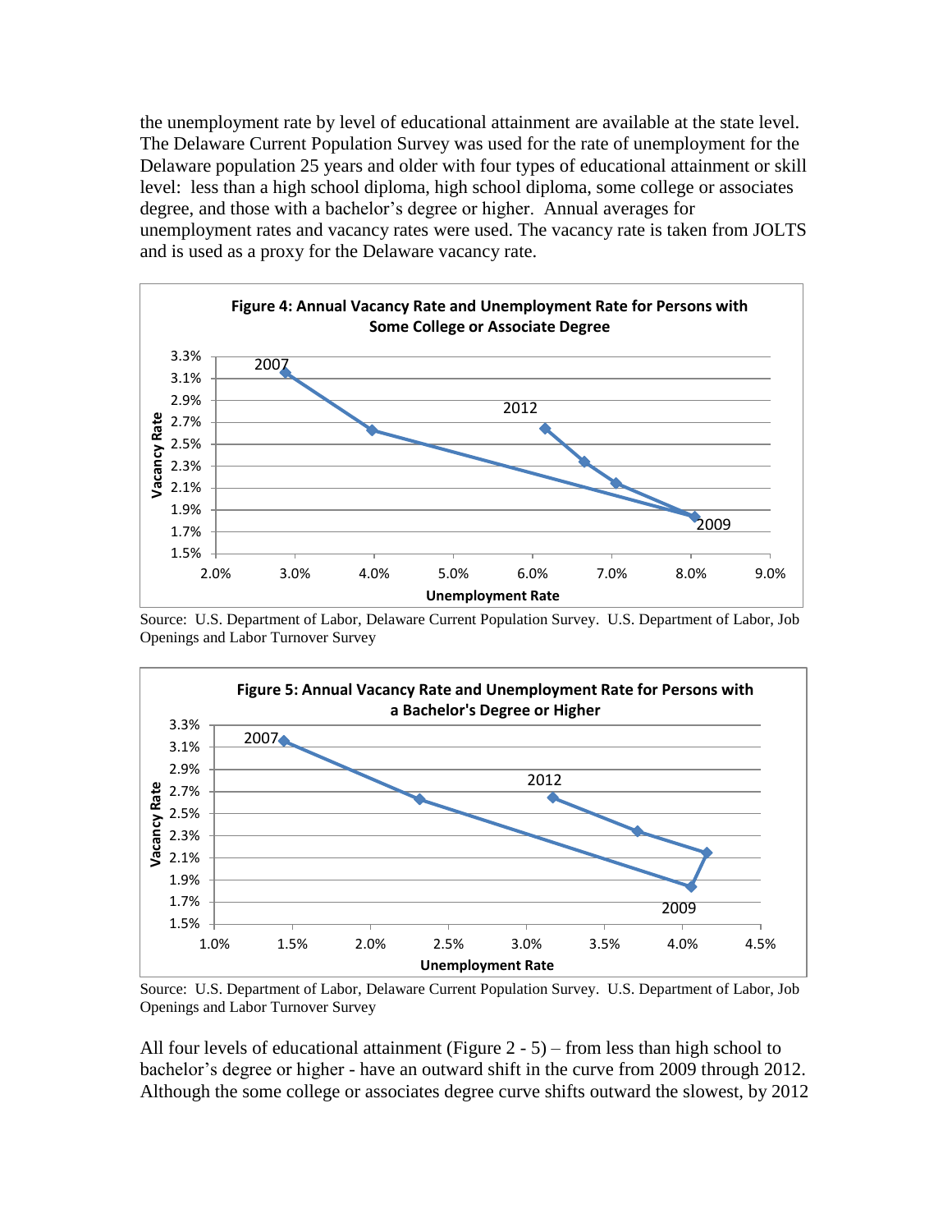the unemployment rate by level of educational attainment are available at the state level. The Delaware Current Population Survey was used for the rate of unemployment for the Delaware population 25 years and older with four types of educational attainment or skill level: less than a high school diploma, high school diploma, some college or associates degree, and those with a bachelor's degree or higher. Annual averages for unemployment rates and vacancy rates were used. The vacancy rate is taken from JOLTS and is used as a proxy for the Delaware vacancy rate.

**Figure 4: Annual Vacancy Rate and Unemployment Rate for Persons with Some College or Associate Degree**

Source: U.S. Department of Labor, Delaware Current Population Survey. U.S. Department of Labor, Job Openings and Labor Turnover Survey

**Figure 5: Annual Vacancy Rate and Unemployment Rate for Persons with a Bachelor's Degree or Higher**

Source: U.S. Department of Labor, Delaware Current Population Survey. U.S. Department of Labor, Job Openings and Labor Turnover Survey

All four levels of educational attainment (Figure 2 - 5) – from less than high school to bachelor's degree or higher - have an outward shift in the curve from 2009 through 2012. Although the some college or associates degree curve shifts outward the slowest, by 2012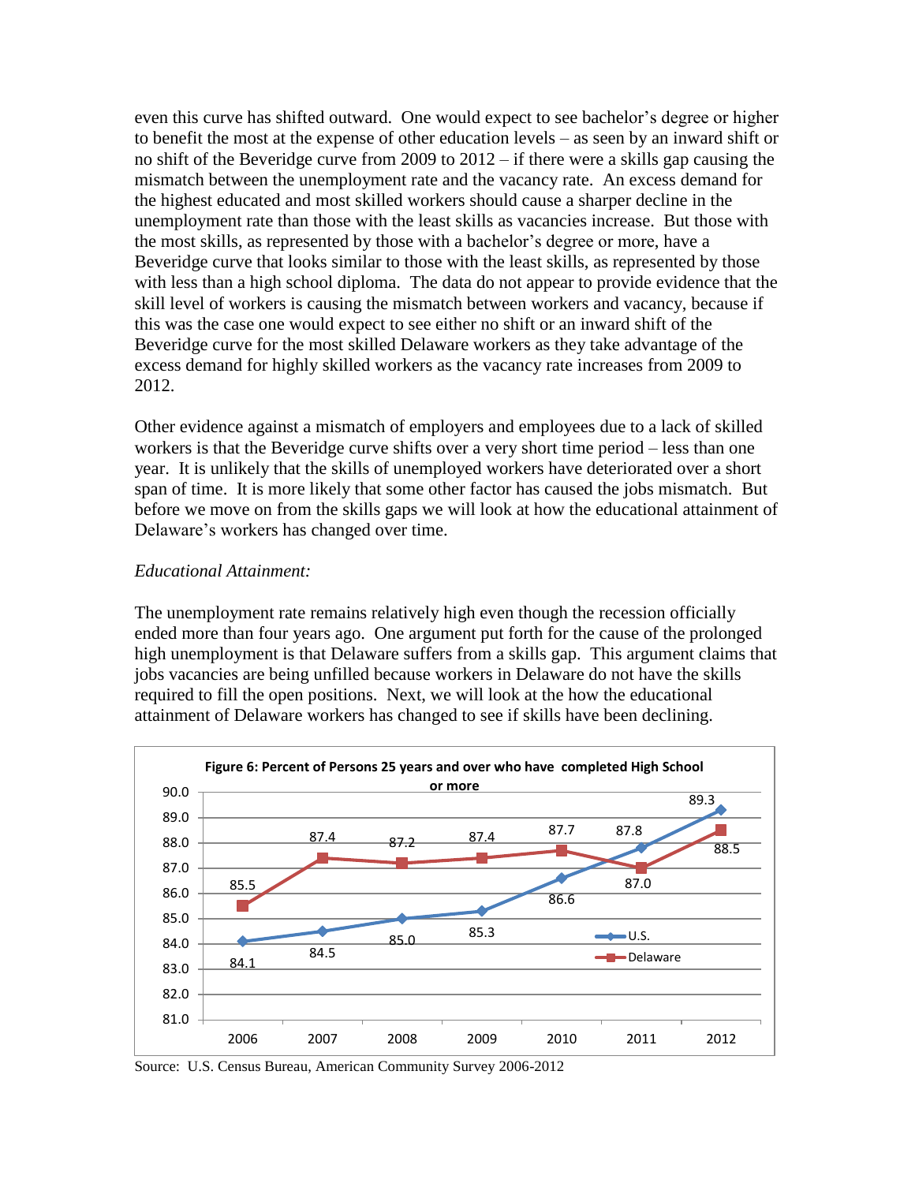even this curve has shifted outward. One would expect to see bachelor's degree or higher to benefit the most at the expense of other education levels – as seen by an inward shift or no shift of the Beveridge curve from 2009 to 2012 – if there were a skills gap causing the mismatch between the unemployment rate and the vacancy rate. An excess demand for the highest educated and most skilled workers should cause a sharper decline in the unemployment rate than those with the least skills as vacancies increase. But those with the most skills, as represented by those with a bachelor's degree or more, have a Beveridge curve that looks similar to those with the least skills, as represented by those with less than a high school diploma. The data do not appear to provide evidence that the skill level of workers is causing the mismatch between workers and vacancy, because if this was the case one would expect to see either no shift or an inward shift of the Beveridge curve for the most skilled Delaware workers as they take advantage of the excess demand for highly skilled workers as the vacancy rate increases from 2009 to 2012.

Other evidence against a mismatch of employers and employees due to a lack of skilled workers is that the Beveridge curve shifts over a very short time period – less than one year. It is unlikely that the skills of unemployed workers have deteriorated over a short span of time. It is more likely that some other factor has caused the jobs mismatch. But before we move on from the skills gaps we will look at how the educational attainment of Delaware's workers has changed over time.

*Educational Attainment:*

The unemployment rate remains relatively high even though the recession officially ended more than four years ago. One argument put forth for the cause of the prolonged high unemployment is that Delaware suffers from a skills gap. This argument claims that jobs vacancies are being unfilled because workers in Delaware do not have the skills required to fill the open positions. Next, we will look at the how the educational attainment of Delaware workers has changed to see if skills have been declining.

**Figure 6: Percent of Persons 25 years and over who have completed High School or more**

| Year | U.S. | Delaware |
|---|---|---|
| 2006 | 84.1 | 85.5 |
| 2007 | 84.5 | 87.4 |
| 2008 | 85.0 | 87.2 |
| 2009 | 85.3 | 87.4 |
| 2010 | 86.6 | 87.7 |
| 2011 | 87.8 | 87.0 |
| 2012 | 89.3 | 88.5 |

Source: U.S. Census Bureau, American Community Survey 2006-2012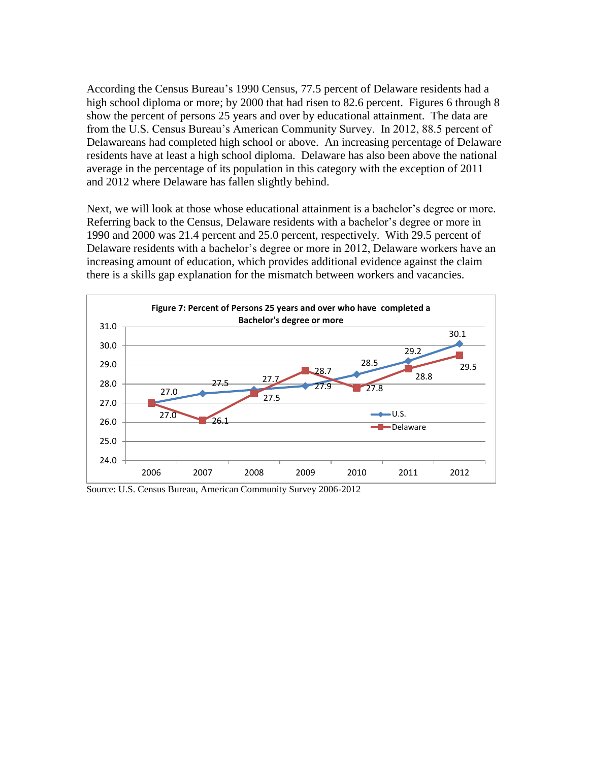According the Census Bureau's 1990 Census, 77.5 percent of Delaware residents had a high school diploma or more; by 2000 that had risen to 82.6 percent. Figures 6 through 8 show the percent of persons 25 years and over by educational attainment. The data are from the U.S. Census Bureau's American Community Survey. In 2012, 88.5 percent of Delawareans had completed high school or above. An increasing percentage of Delaware residents have at least a high school diploma. Delaware has also been above the national average in the percentage of its population in this category with the exception of 2011 and 2012 where Delaware has fallen slightly behind.

Next, we will look at those whose educational attainment is a bachelor's degree or more. Referring back to the Census, Delaware residents with a bachelor's degree or more in 1990 and 2000 was 21.4 percent and 25.0 percent, respectively. With 29.5 percent of Delaware residents with a bachelor's degree or more in 2012, Delaware workers have an increasing amount of education, which provides additional evidence against the claim there is a skills gap explanation for the mismatch between workers and vacancies.

**Figure 7: Percent of Persons 25 years and over who have completed a Bachelor's degree or more**

| Year | U.S. | Delaware |
|---|---|---|
| 2006 | 27.0 | 27.0 |
| 2007 | 27.5 | 26.1 |
| 2008 | 27.7 | 27.5 |
| 2009 | 27.9 | 28.7 |
| 2010 | 28.5 | 27.8 |
| 2011 | 29.2 | 28.8 |
| 2012 | 30.1 | 29.5 |

Source: U.S. Census Bureau, American Community Survey 2006-2012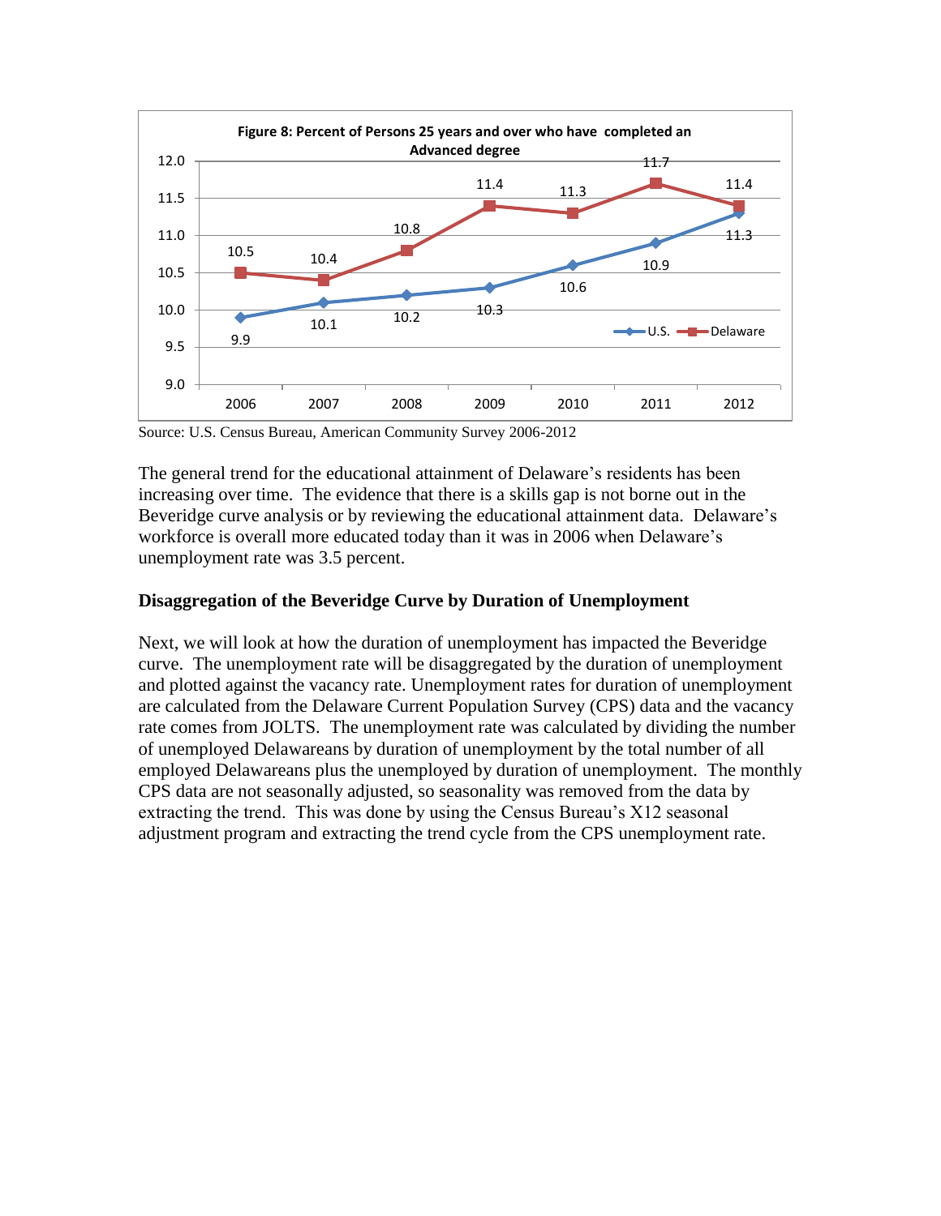**Figure 8: Percent of Persons 25 years and over who have completed an Advanced degree**

| | 2006 | 2007 | 2008 | 2009 | 2010 | 2011 | 2012 |
|---|---|---|---|---|---|---|---|
| U.S. | 9.9 | 10.1 | 10.2 | 10.3 | 10.6 | 10.9 | 11.3 |
| Delaware | 10.5 | 10.4 | 10.8 | 11.4 | 11.3 | 11.7 | 11.4 |

Source: U.S. Census Bureau, American Community Survey 2006-2012

The general trend for the educational attainment of Delaware's residents has been increasing over time. The evidence that there is a skills gap is not borne out in the Beveridge curve analysis or by reviewing the educational attainment data. Delaware's workforce is overall more educated today than it was in 2006 when Delaware's unemployment rate was 3.5 percent.

**Disaggregation of the Beveridge Curve by Duration of Unemployment**

Next, we will look at how the duration of unemployment has impacted the Beveridge curve. The unemployment rate will be disaggregated by the duration of unemployment and plotted against the vacancy rate. Unemployment rates for duration of unemployment are calculated from the Delaware Current Population Survey (CPS) data and the vacancy rate comes from JOLTS. The unemployment rate was calculated by dividing the number of unemployed Delawareans by duration of unemployment by the total number of all employed Delawareans plus the unemployed by duration of unemployment. The monthly CPS data are not seasonally adjusted, so seasonality was removed from the data by extracting the trend. This was done by using the Census Bureau's X12 seasonal adjustment program and extracting the trend cycle from the CPS unemployment rate.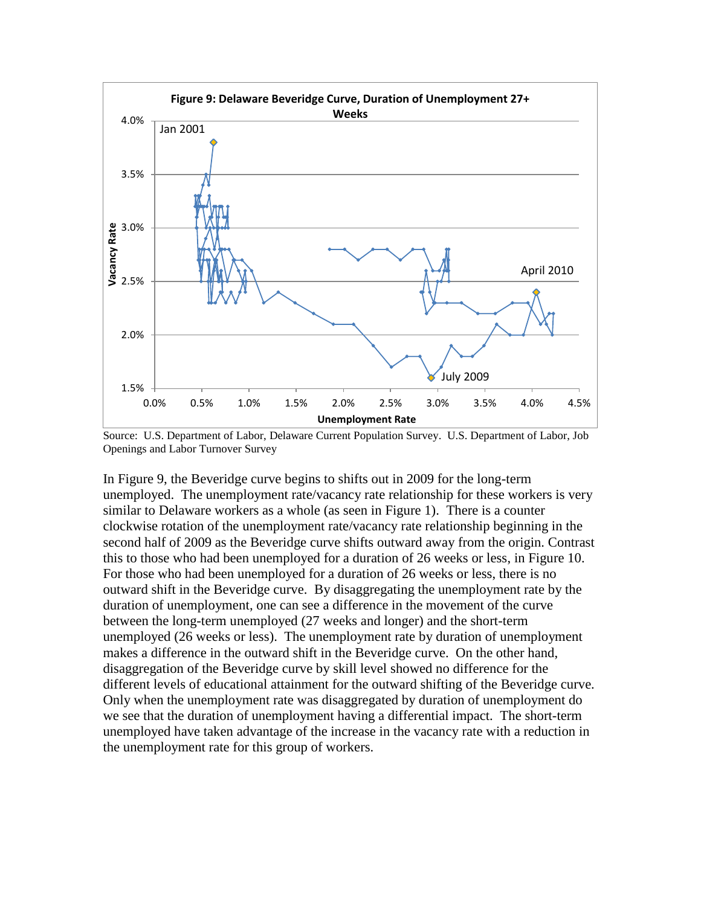**Figure 9: Delaware Beveridge Curve, Duration of Unemployment 27+ Weeks**

Source: U.S. Department of Labor, Delaware Current Population Survey. U.S. Department of Labor, Job Openings and Labor Turnover Survey

In Figure 9, the Beveridge curve begins to shifts out in 2009 for the long-term unemployed. The unemployment rate/vacancy rate relationship for these workers is very similar to Delaware workers as a whole (as seen in Figure 1). There is a counter clockwise rotation of the unemployment rate/vacancy rate relationship beginning in the second half of 2009 as the Beveridge curve shifts outward away from the origin. Contrast this to those who had been unemployed for a duration of 26 weeks or less, in Figure 10. For those who had been unemployed for a duration of 26 weeks or less, there is no outward shift in the Beveridge curve. By disaggregating the unemployment rate by the duration of unemployment, one can see a difference in the movement of the curve between the long-term unemployed (27 weeks and longer) and the short-term unemployed (26 weeks or less). The unemployment rate by duration of unemployment makes a difference in the outward shift in the Beveridge curve. On the other hand, disaggregation of the Beveridge curve by skill level showed no difference for the different levels of educational attainment for the outward shifting of the Beveridge curve. Only when the unemployment rate was disaggregated by duration of unemployment do we see that the duration of unemployment having a differential impact. The short-term unemployed have taken advantage of the increase in the vacancy rate with a reduction in the unemployment rate for this group of workers.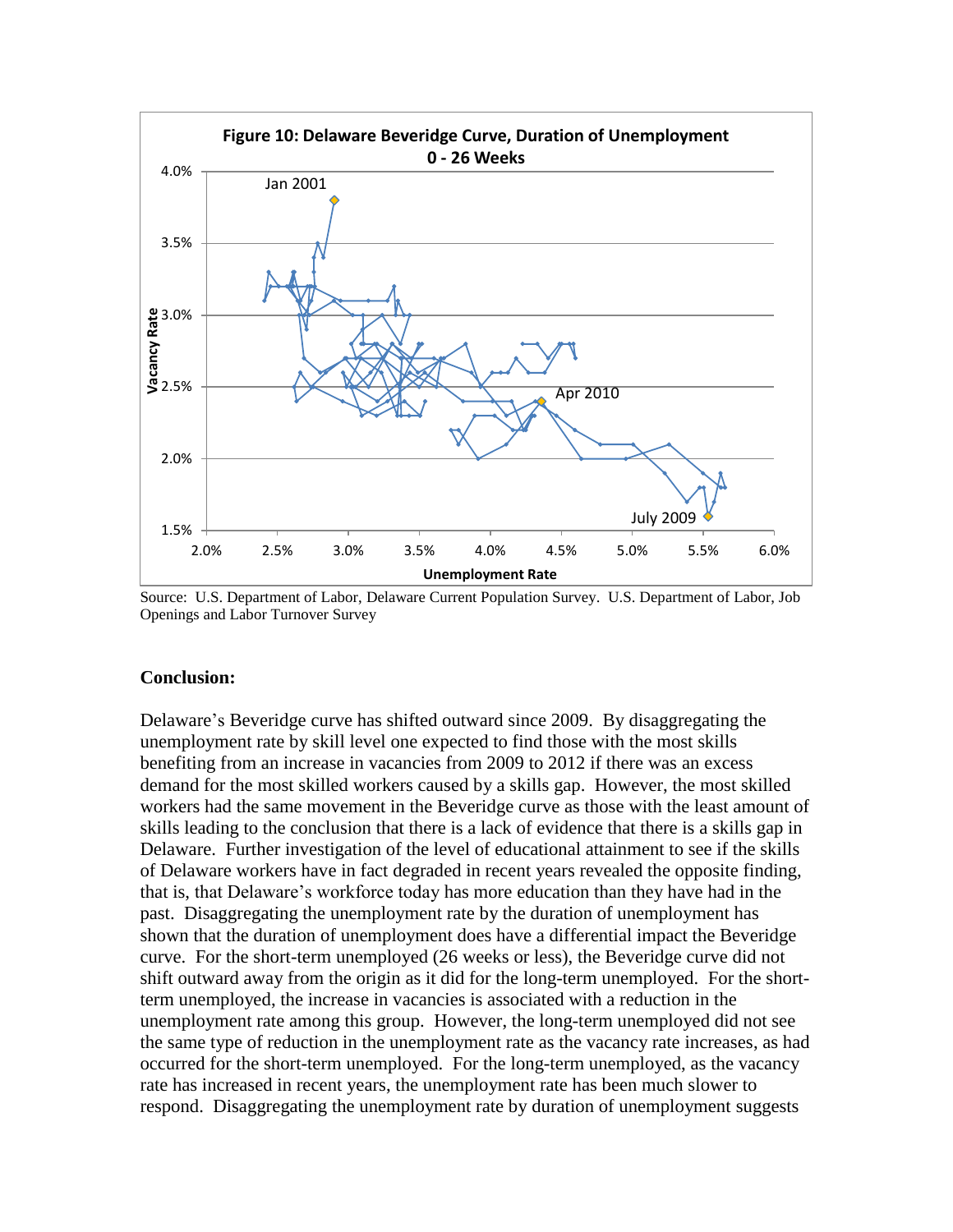**Figure 10: Delaware Beveridge Curve, Duration of Unemployment 0 - 26 Weeks**

Source: U.S. Department of Labor, Delaware Current Population Survey. U.S. Department of Labor, Job Openings and Labor Turnover Survey

**Conclusion:**

Delaware's Beveridge curve has shifted outward since 2009. By disaggregating the unemployment rate by skill level one expected to find those with the most skills benefiting from an increase in vacancies from 2009 to 2012 if there was an excess demand for the most skilled workers caused by a skills gap. However, the most skilled workers had the same movement in the Beveridge curve as those with the least amount of skills leading to the conclusion that there is a lack of evidence that there is a skills gap in Delaware. Further investigation of the level of educational attainment to see if the skills of Delaware workers have in fact degraded in recent years revealed the opposite finding, that is, that Delaware's workforce today has more education than they have had in the past. Disaggregating the unemployment rate by the duration of unemployment has shown that the duration of unemployment does have a differential impact the Beveridge curve. For the short-term unemployed (26 weeks or less), the Beveridge curve did not shift outward away from the origin as it did for the long-term unemployed. For the short-term unemployed, the increase in vacancies is associated with a reduction in the unemployment rate among this group. However, the long-term unemployed did not see the same type of reduction in the unemployment rate as the vacancy rate increases, as had occurred for the short-term unemployed. For the long-term unemployed, as the vacancy rate has increased in recent years, the unemployment rate has been much slower to respond. Disaggregating the unemployment rate by duration of unemployment suggests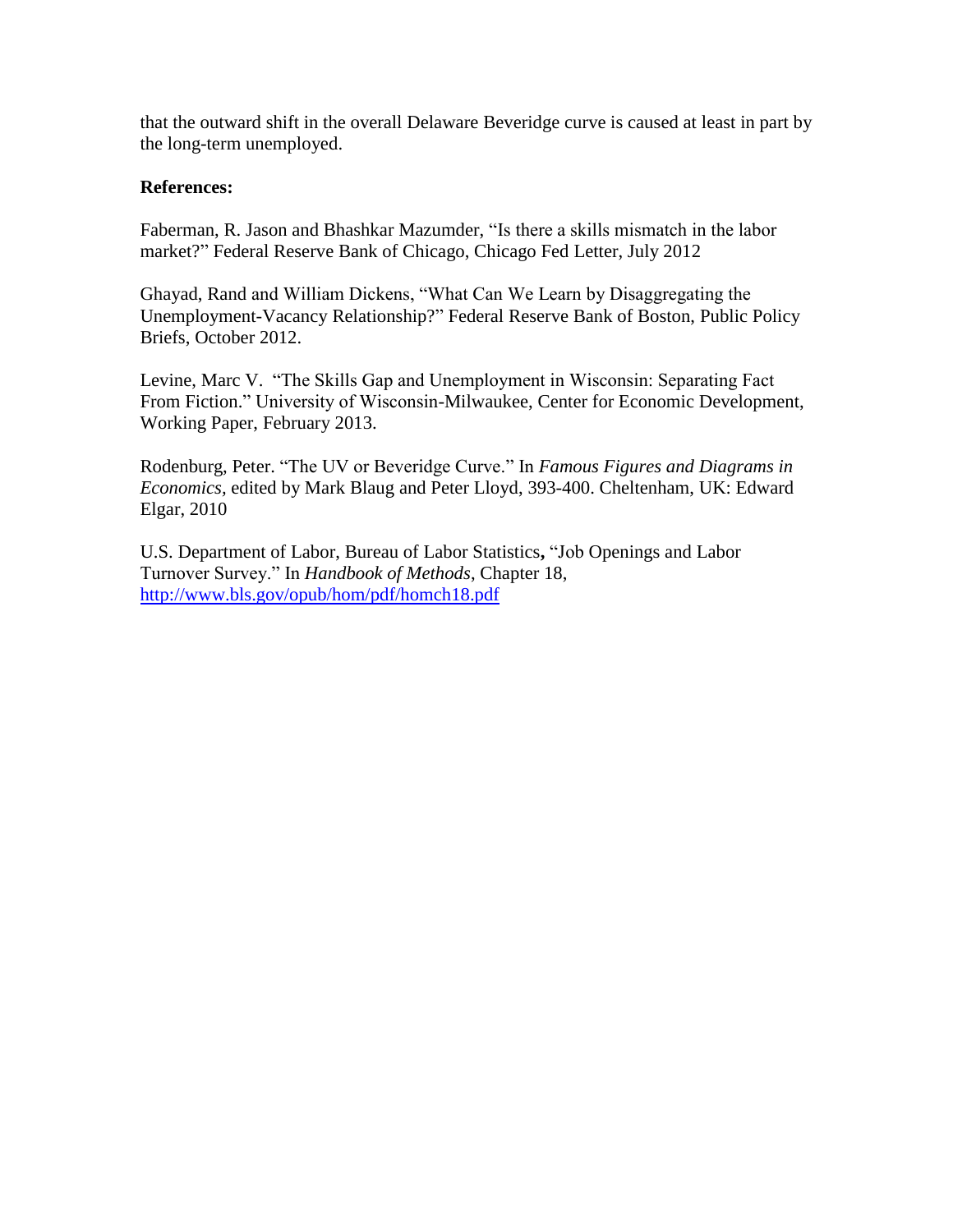that the outward shift in the overall Delaware Beveridge curve is caused at least in part by the long-term unemployed.

**References:**

Faberman, R. Jason and Bhashkar Mazumder, "Is there a skills mismatch in the labor market?" Federal Reserve Bank of Chicago, Chicago Fed Letter, July 2012

Ghayad, Rand and William Dickens, "What Can We Learn by Disaggregating the Unemployment-Vacancy Relationship?" Federal Reserve Bank of Boston, Public Policy Briefs, October 2012.

Levine, Marc V. "The Skills Gap and Unemployment in Wisconsin: Separating Fact From Fiction." University of Wisconsin-Milwaukee, Center for Economic Development, Working Paper, February 2013.

Rodenburg, Peter. "The UV or Beveridge Curve." In *Famous Figures and Diagrams in Economics*, edited by Mark Blaug and Peter Lloyd, 393-400. Cheltenham, UK: Edward Elgar, 2010

U.S. Department of Labor, Bureau of Labor Statistics**,** "Job Openings and Labor Turnover Survey." In *Handbook of Methods*, Chapter 18, http://www.bls.gov/opub/hom/pdf/homch18.pdf